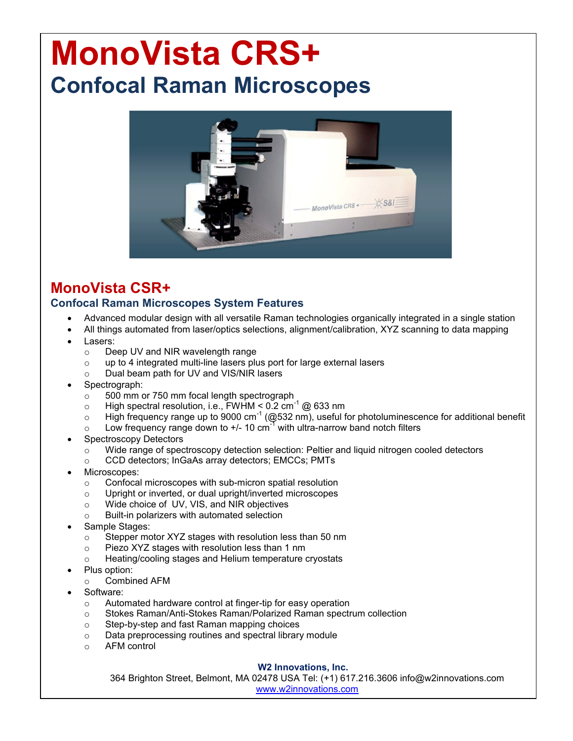# MonoVista CRS+

## Confocal Raman Microscopes

## MonoVista CSR+

### Confocal Raman Microscopes System Features

- Advanced modular design with all versatile Raman technologies organically integrated in a single station
- All things automated from laser/optics selections, alignment/calibration, XYZ scanning to data mapping
- Lasers:
  - Deep UV and NIR wavelength range
  - up to 4 integrated multi-line lasers plus port for large external lasers
  - Dual beam path for UV and VIS/NIR lasers
- Spectrograph:
  - 500 mm or 750 mm focal length spectrograph
  - High spectral resolution, i.e., FWHM < 0.2 $cm^{-1}$ @ 633 nm
  - High frequency range up to 9000 $cm^{-1}$ (@532 nm), useful for photoluminescence for additional benefit
  - Low frequency range down to +/- 10 $cm^{-1}$ with ultra-narrow band notch filters
- Spectroscopy Detectors
  - Wide range of spectroscopy detection selection: Peltier and liquid nitrogen cooled detectors
  - CCD detectors; InGaAs array detectors; EMCCs; PMTs
- Microscopes:
  - Confocal microscopes with sub-micron spatial resolution
  - Upright or inverted, or dual upright/inverted microscopes
  - Wide choice of UV, VIS, and NIR objectives
  - Built-in polarizers with automated selection
- Sample Stages:
  - Stepper motor XYZ stages with resolution less than 50 nm
  - Piezo XYZ stages with resolution less than 1 nm
  - Heating/cooling stages and Helium temperature cryostats
- Plus option:
  - Combined AFM
- Software:
  - Automated hardware control at finger-tip for easy operation
  - Stokes Raman/Anti-Stokes Raman/Polarized Raman spectrum collection
  - Step-by-step and fast Raman mapping choices
  - Data preprocessing routines and spectral library module
  - AFM control

**W2 Innovations, Inc.**
364 Brighton Street, Belmont, MA 02478 USA Tel: (+1) 617.216.3606 info@w2innovations.com
www.w2innovations.com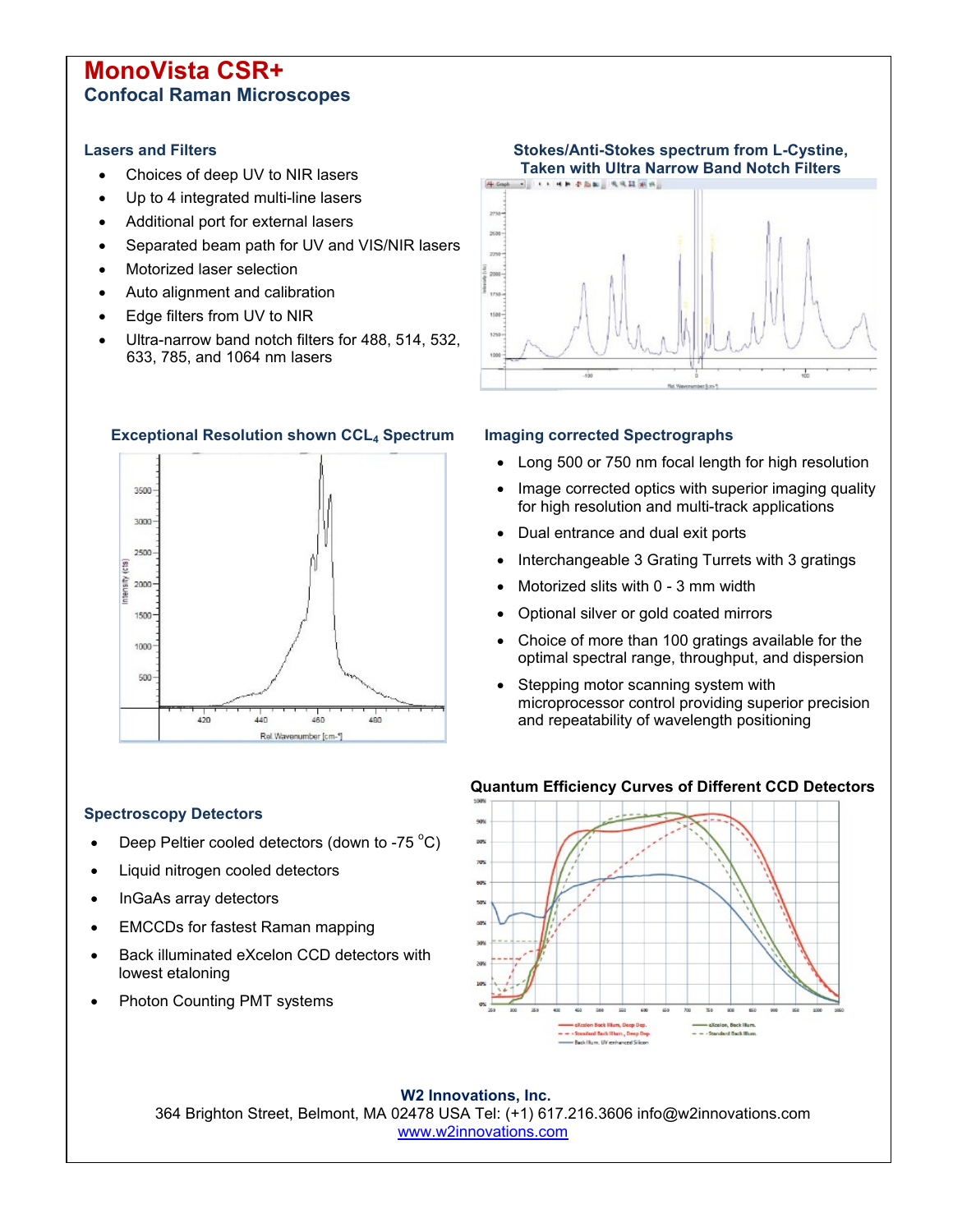# MonoVista CSR+

## Confocal Raman Microscopes

### Lasers and Filters

- Choices of deep UV to NIR lasers
- Up to 4 integrated multi-line lasers
- Additional port for external lasers
- Separated beam path for UV and VIS/NIR lasers
- Motorized laser selection
- Auto alignment and calibration
- Edge filters from UV to NIR
- Ultra-narrow band notch filters for 488, 514, 532, 633, 785, and 1064 nm lasers

**Stokes/Anti-Stokes spectrum from L-Cystine, Taken with Ultra Narrow Band Notch Filters**

**Exceptional Resolution shown CCL$_4$ Spectrum**

### Imaging corrected Spectrographs

- Long 500 or 750 nm focal length for high resolution
- Image corrected optics with superior imaging quality for high resolution and multi-track applications
- Dual entrance and dual exit ports
- Interchangeable 3 Grating Turrets with 3 gratings
- Motorized slits with 0 - 3 mm width
- Optional silver or gold coated mirrors
- Choice of more than 100 gratings available for the optimal spectral range, throughput, and dispersion
- Stepping motor scanning system with microprocessor control providing superior precision and repeatability of wavelength positioning

**Quantum Efficiency Curves of Different CCD Detectors**

### Spectroscopy Detectors

- Deep Peltier cooled detectors (down to -75 $^{o}$C)
- Liquid nitrogen cooled detectors
- InGaAs array detectors
- EMCCDs for fastest Raman mapping
- Back illuminated eXcelon CCD detectors with lowest etaloning
- Photon Counting PMT systems

**W2 Innovations, Inc.**
364 Brighton Street, Belmont, MA 02478 USA Tel: (+1) 617.216.3606 info@w2innovations.com
www.w2innovations.com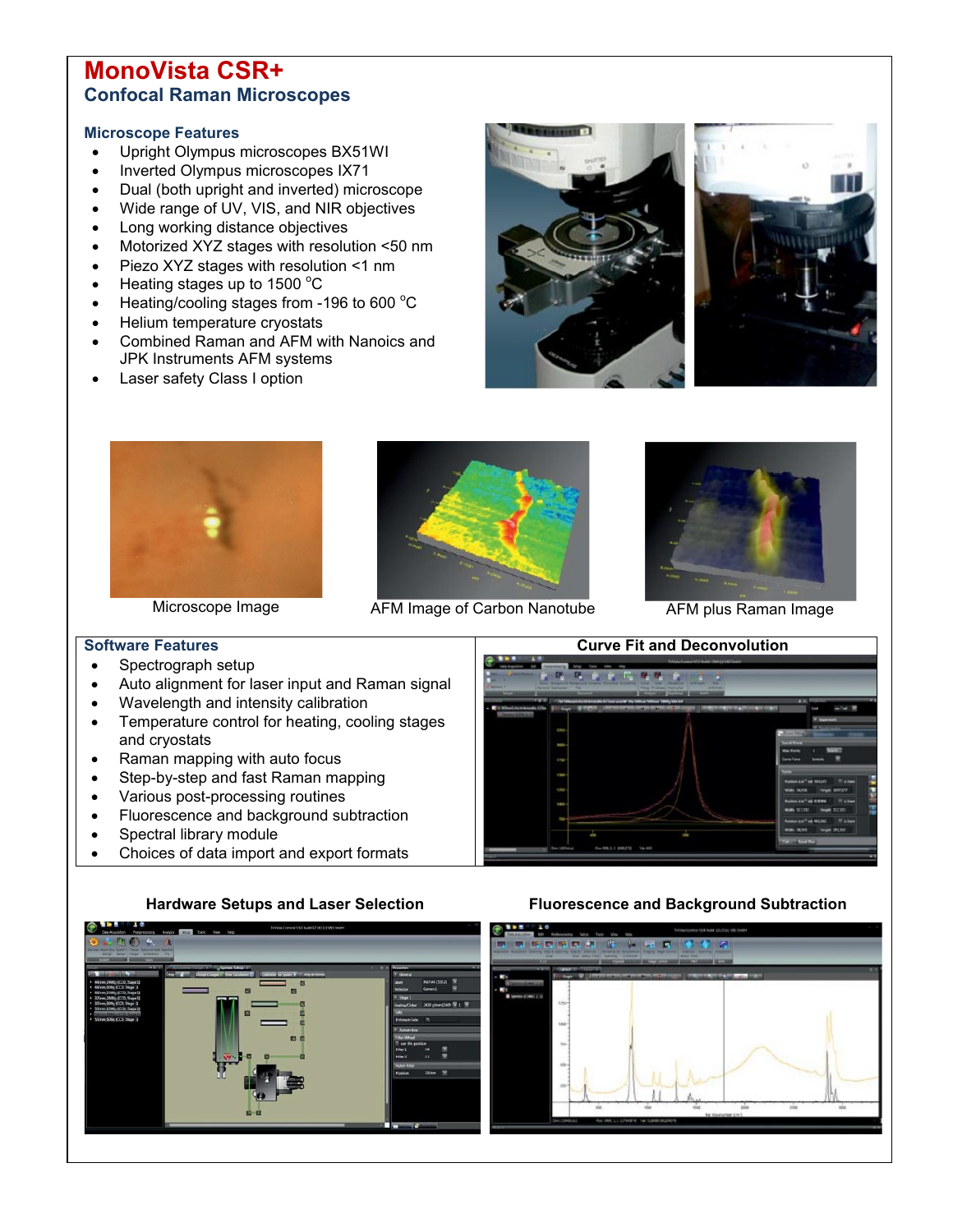# MonoVista CSR+

## Confocal Raman Microscopes

### Microscope Features

- Upright Olympus microscopes BX51WI
- Inverted Olympus microscopes IX71
- Dual (both upright and inverted) microscope
- Wide range of UV, VIS, and NIR objectives
- Long working distance objectives
- Motorized XYZ stages with resolution <50 nm
- Piezo XYZ stages with resolution <1 nm
- Heating stages up to 1500 °C
- Heating/cooling stages from -196 to 600 °C
- Helium temperature cryostats
- Combined Raman and AFM with Nanoics and JPK Instruments AFM systems
- Laser safety Class I option

Microscope Image

AFM Image of Carbon Nanotube

AFM plus Raman Image

### Software Features

- Spectrograph setup
- Auto alignment for laser input and Raman signal
- Wavelength and intensity calibration
- Temperature control for heating, cooling stages and cryostats
- Raman mapping with auto focus
- Step-by-step and fast Raman mapping
- Various post-processing routines
- Fluorescence and background subtraction
- Spectral library module
- Choices of data import and export formats

**Curve Fit and Deconvolution**

**Hardware Setups and Laser Selection**

**Fluorescence and Background Subtraction**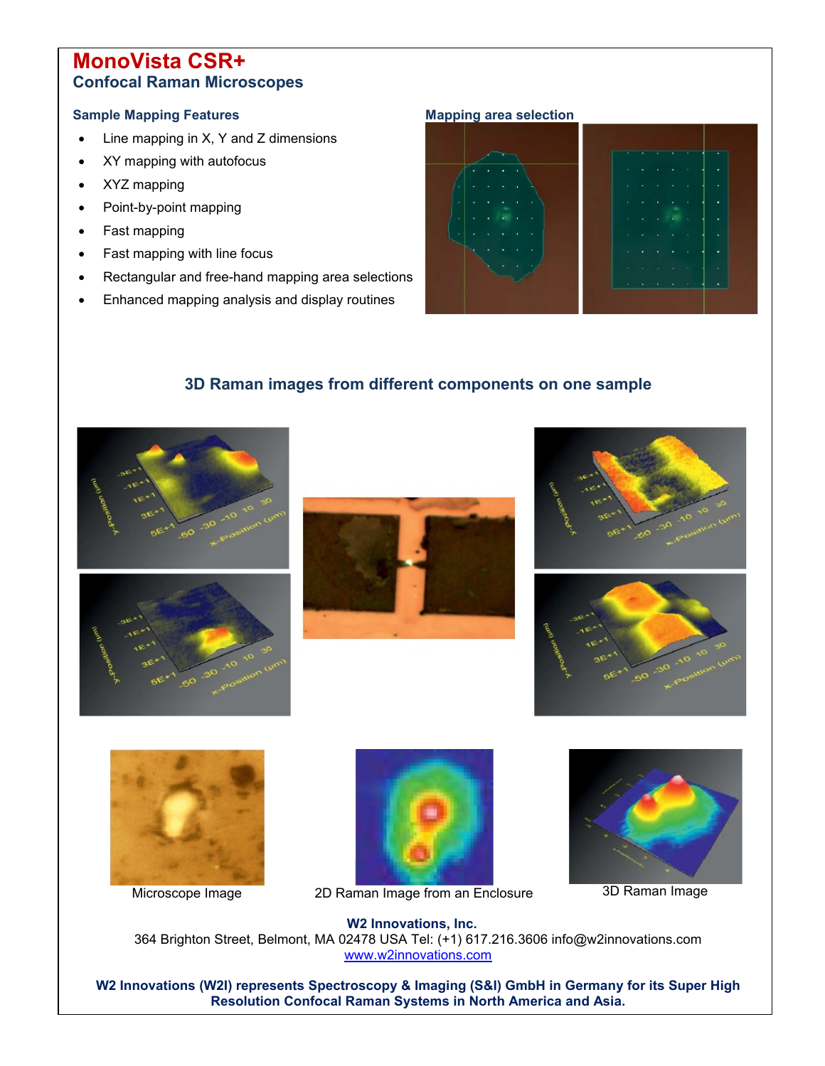# MonoVista CSR+

## Confocal Raman Microscopes

### Sample Mapping Features

- Line mapping in X, Y and Z dimensions
- XY mapping with autofocus
- XYZ mapping
- Point-by-point mapping
- Fast mapping
- Fast mapping with line focus
- Rectangular and free-hand mapping area selections
- Enhanced mapping analysis and display routines

### Mapping area selection

### 3D Raman images from different components on one sample

Microscope Image

2D Raman Image from an Enclosure

3D Raman Image

**W2 Innovations, Inc.**
364 Brighton Street, Belmont, MA 02478 USA Tel: (+1) 617.216.3606 info@w2innovations.com
www.w2innovations.com

**W2 Innovations (W2I) represents Spectroscopy & Imaging (S&I) GmbH in Germany for its Super High Resolution Confocal Raman Systems in North America and Asia.**